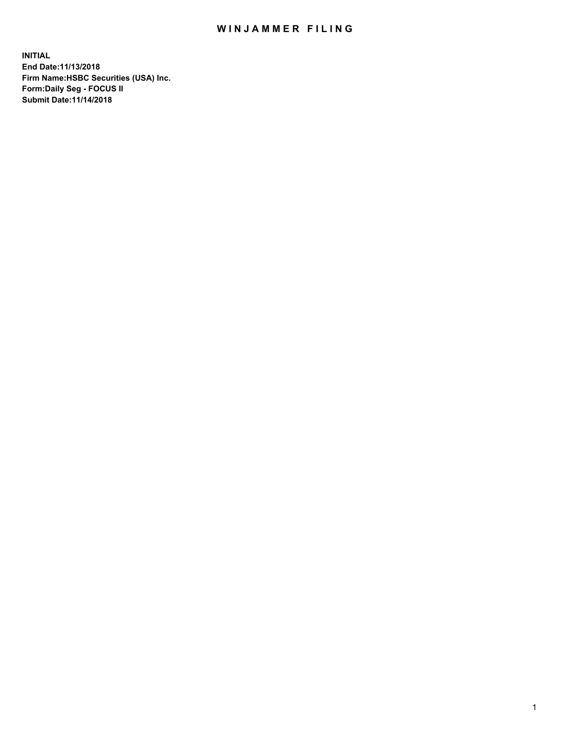# WINJAMMER FILING

**INITIAL**
**End Date:11/13/2018**
**Firm Name:HSBC Securities (USA) Inc.**
**Form:Daily Seg - FOCUS II**
**Submit Date:11/14/2018**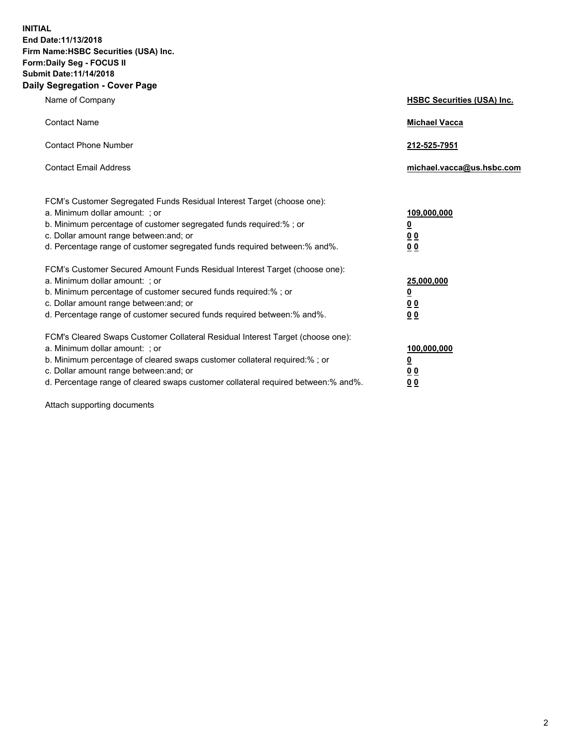**INITIAL**
**End Date:11/13/2018**
**Firm Name:HSBC Securities (USA) Inc.**
**Form:Daily Seg - FOCUS II**
**Submit Date:11/14/2018**

## Daily Segregation - Cover Page

| | |
|---|---|
| Name of Company | **HSBC Securities (USA) Inc.** |
| Contact Name | **Michael Vacca** |
| Contact Phone Number | **212-525-7951** |
| Contact Email Address | **michael.vacca@us.hsbc.com** |

| | |
|---|---|
| FCM's Customer Segregated Funds Residual Interest Target (choose one): | |
| a. Minimum dollar amount: ; or | **109,000,000** |
| b. Minimum percentage of customer segregated funds required:% ; or | **0** |
| c. Dollar amount range between:and; or | **0 0** |
| d. Percentage range of customer segregated funds required between:% and%. | **0 0** |
| FCM's Customer Secured Amount Funds Residual Interest Target (choose one): | |
| a. Minimum dollar amount: ; or | **25,000,000** |
| b. Minimum percentage of customer secured funds required:% ; or | **0** |
| c. Dollar amount range between:and; or | **0 0** |
| d. Percentage range of customer secured funds required between:% and%. | **0 0** |
| FCM's Cleared Swaps Customer Collateral Residual Interest Target (choose one): | |
| a. Minimum dollar amount: ; or | **100,000,000** |
| b. Minimum percentage of cleared swaps customer collateral required:% ; or | **0** |
| c. Dollar amount range between:and; or | **0 0** |
| d. Percentage range of cleared swaps customer collateral required between:% and%. | **0 0** |

Attach supporting documents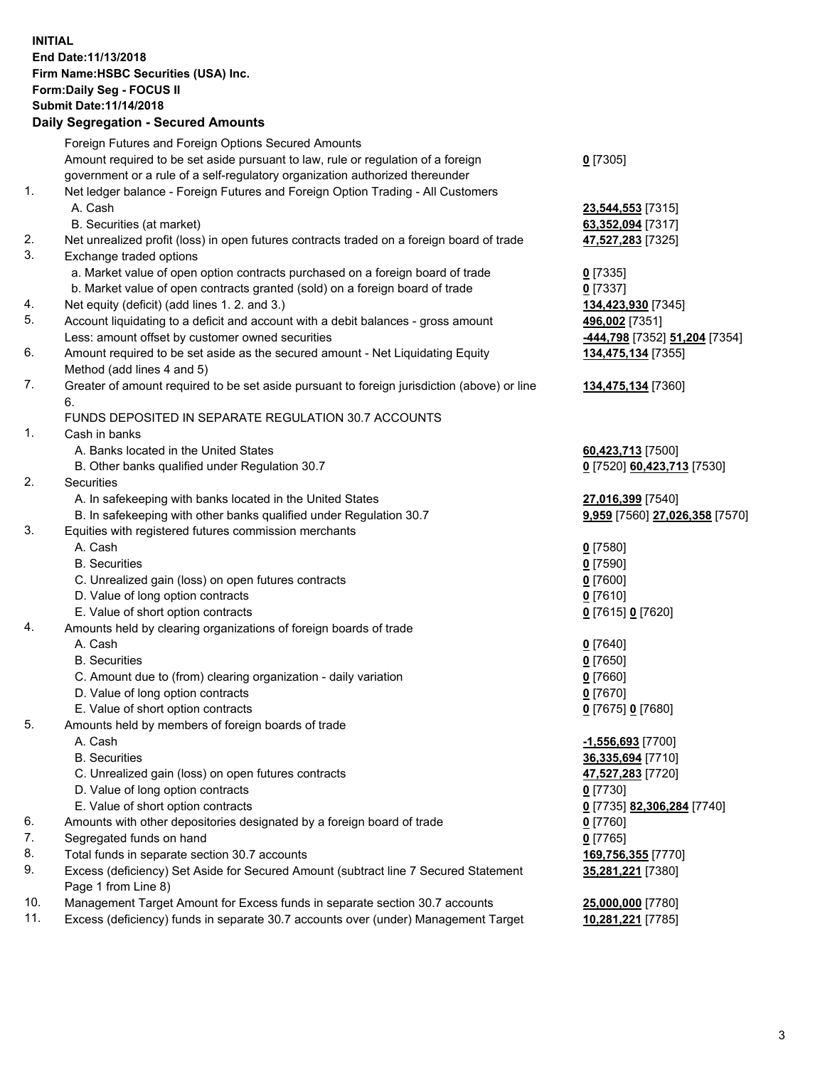**INITIAL**
**End Date:11/13/2018**
**Firm Name:HSBC Securities (USA) Inc.**
**Form:Daily Seg - FOCUS II**
**Submit Date:11/14/2018**

## Daily Segregation - Secured Amounts

| | | |
|---|---|---|
| | Foreign Futures and Foreign Options Secured Amounts | |
| | Amount required to be set aside pursuant to law, rule or regulation of a foreign government or a rule of a self-regulatory organization authorized thereunder | **0** [7305] |
| 1. | Net ledger balance - Foreign Futures and Foreign Option Trading - All Customers | |
| | A. Cash | **23,544,553** [7315] |
| | B. Securities (at market) | **63,352,094** [7317] |
| 2. | Net unrealized profit (loss) in open futures contracts traded on a foreign board of trade | **47,527,283** [7325] |
| 3. | Exchange traded options | |
| | a. Market value of open option contracts purchased on a foreign board of trade | **0** [7335] |
| | b. Market value of open contracts granted (sold) on a foreign board of trade | **0** [7337] |
| 4. | Net equity (deficit) (add lines 1. 2. and 3.) | **134,423,930** [7345] |
| 5. | Account liquidating to a deficit and account with a debit balances - gross amount | **496,002** [7351] |
| | Less: amount offset by customer owned securities | **-444,798** [7352] **51,204** [7354] |
| 6. | Amount required to be set aside as the secured amount - Net Liquidating Equity Method (add lines 4 and 5) | **134,475,134** [7355] |
| 7. | Greater of amount required to be set aside pursuant to foreign jurisdiction (above) or line 6. | **134,475,134** [7360] |
| | FUNDS DEPOSITED IN SEPARATE REGULATION 30.7 ACCOUNTS | |
| 1. | Cash in banks | |
| | A. Banks located in the United States | **60,423,713** [7500] |
| | B. Other banks qualified under Regulation 30.7 | **0** [7520] **60,423,713** [7530] |
| 2. | Securities | |
| | A. In safekeeping with banks located in the United States | **27,016,399** [7540] |
| | B. In safekeeping with other banks qualified under Regulation 30.7 | **9,959** [7560] **27,026,358** [7570] |
| 3. | Equities with registered futures commission merchants | |
| | A. Cash | **0** [7580] |
| | B. Securities | **0** [7590] |
| | C. Unrealized gain (loss) on open futures contracts | **0** [7600] |
| | D. Value of long option contracts | **0** [7610] |
| | E. Value of short option contracts | **0** [7615] **0** [7620] |
| 4. | Amounts held by clearing organizations of foreign boards of trade | |
| | A. Cash | **0** [7640] |
| | B. Securities | **0** [7650] |
| | C. Amount due to (from) clearing organization - daily variation | **0** [7660] |
| | D. Value of long option contracts | **0** [7670] |
| | E. Value of short option contracts | **0** [7675] **0** [7680] |
| 5. | Amounts held by members of foreign boards of trade | |
| | A. Cash | **-1,556,693** [7700] |
| | B. Securities | **36,335,694** [7710] |
| | C. Unrealized gain (loss) on open futures contracts | **47,527,283** [7720] |
| | D. Value of long option contracts | **0** [7730] |
| | E. Value of short option contracts | **0** [7735] **82,306,284** [7740] |
| 6. | Amounts with other depositories designated by a foreign board of trade | **0** [7760] |
| 7. | Segregated funds on hand | **0** [7765] |
| 8. | Total funds in separate section 30.7 accounts | **169,756,355** [7770] |
| 9. | Excess (deficiency) Set Aside for Secured Amount (subtract line 7 Secured Statement Page 1 from Line 8) | **35,281,221** [7380] |
| 10. | Management Target Amount for Excess funds in separate section 30.7 accounts | **25,000,000** [7780] |
| 11. | Excess (deficiency) funds in separate 30.7 accounts over (under) Management Target | **10,281,221** [7785] |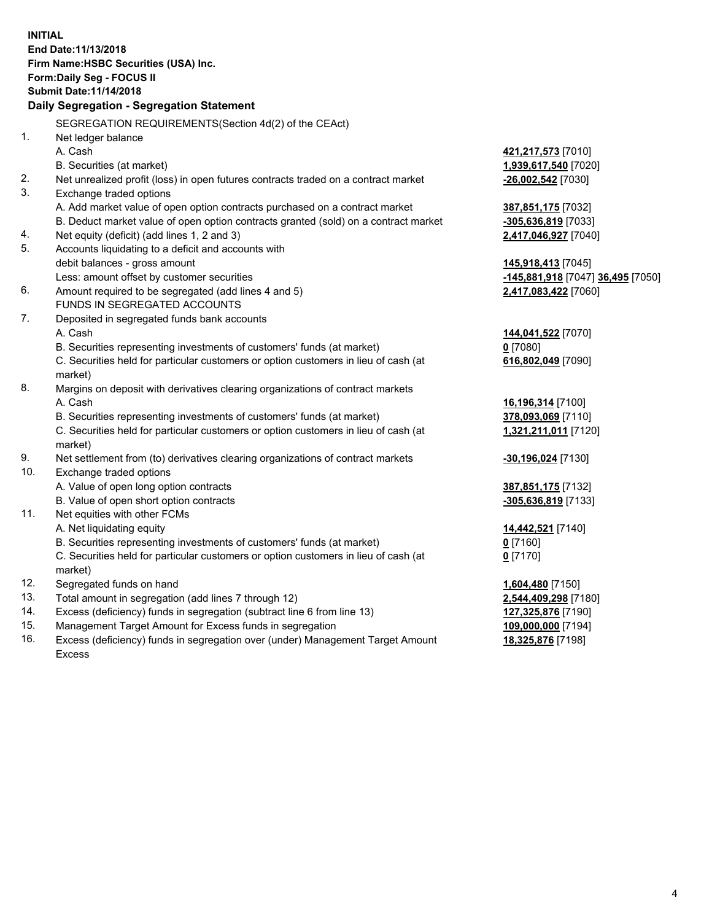**INITIAL**
**End Date:11/13/2018**
**Firm Name:HSBC Securities (USA) Inc.**
**Form:Daily Seg - FOCUS II**
**Submit Date:11/14/2018**

**Daily Segregation - Segregation Statement**

SEGREGATION REQUIREMENTS(Section 4d(2) of the CEAct)

| | | |
|---|---|---|
| 1. | Net ledger balance | |
| | A. Cash | **421,217,573** [7010] |
| | B. Securities (at market) | **1,939,617,540** [7020] |
| 2. | Net unrealized profit (loss) in open futures contracts traded on a contract market | **-26,002,542** [7030] |
| 3. | Exchange traded options | |
| | A. Add market value of open option contracts purchased on a contract market | **387,851,175** [7032] |
| | B. Deduct market value of open option contracts granted (sold) on a contract market | **-305,636,819** [7033] |
| 4. | Net equity (deficit) (add lines 1, 2 and 3) | **2,417,046,927** [7040] |
| 5. | Accounts liquidating to a deficit and accounts with debit balances - gross amount | **145,918,413** [7045] |
| | Less: amount offset by customer securities | **-145,881,918** [7047] **36,495** [7050] |
| 6. | Amount required to be segregated (add lines 4 and 5) | **2,417,083,422** [7060] |
| | FUNDS IN SEGREGATED ACCOUNTS | |
| 7. | Deposited in segregated funds bank accounts | |
| | A. Cash | **144,041,522** [7070] |
| | B. Securities representing investments of customers' funds (at market) | **0** [7080] |
| | C. Securities held for particular customers or option customers in lieu of cash (at market) | **616,802,049** [7090] |
| 8. | Margins on deposit with derivatives clearing organizations of contract markets | |
| | A. Cash | **16,196,314** [7100] |
| | B. Securities representing investments of customers' funds (at market) | **378,093,069** [7110] |
| | C. Securities held for particular customers or option customers in lieu of cash (at market) | **1,321,211,011** [7120] |
| 9. | Net settlement from (to) derivatives clearing organizations of contract markets | **-30,196,024** [7130] |
| 10. | Exchange traded options | |
| | A. Value of open long option contracts | **387,851,175** [7132] |
| | B. Value of open short option contracts | **-305,636,819** [7133] |
| 11. | Net equities with other FCMs | |
| | A. Net liquidating equity | **14,442,521** [7140] |
| | B. Securities representing investments of customers' funds (at market) | **0** [7160] |
| | C. Securities held for particular customers or option customers in lieu of cash (at market) | **0** [7170] |
| 12. | Segregated funds on hand | **1,604,480** [7150] |
| 13. | Total amount in segregation (add lines 7 through 12) | **2,544,409,298** [7180] |
| 14. | Excess (deficiency) funds in segregation (subtract line 6 from line 13) | **127,325,876** [7190] |
| 15. | Management Target Amount for Excess funds in segregation | **109,000,000** [7194] |
| 16. | Excess (deficiency) funds in segregation over (under) Management Target Amount Excess | **18,325,876** [7198] |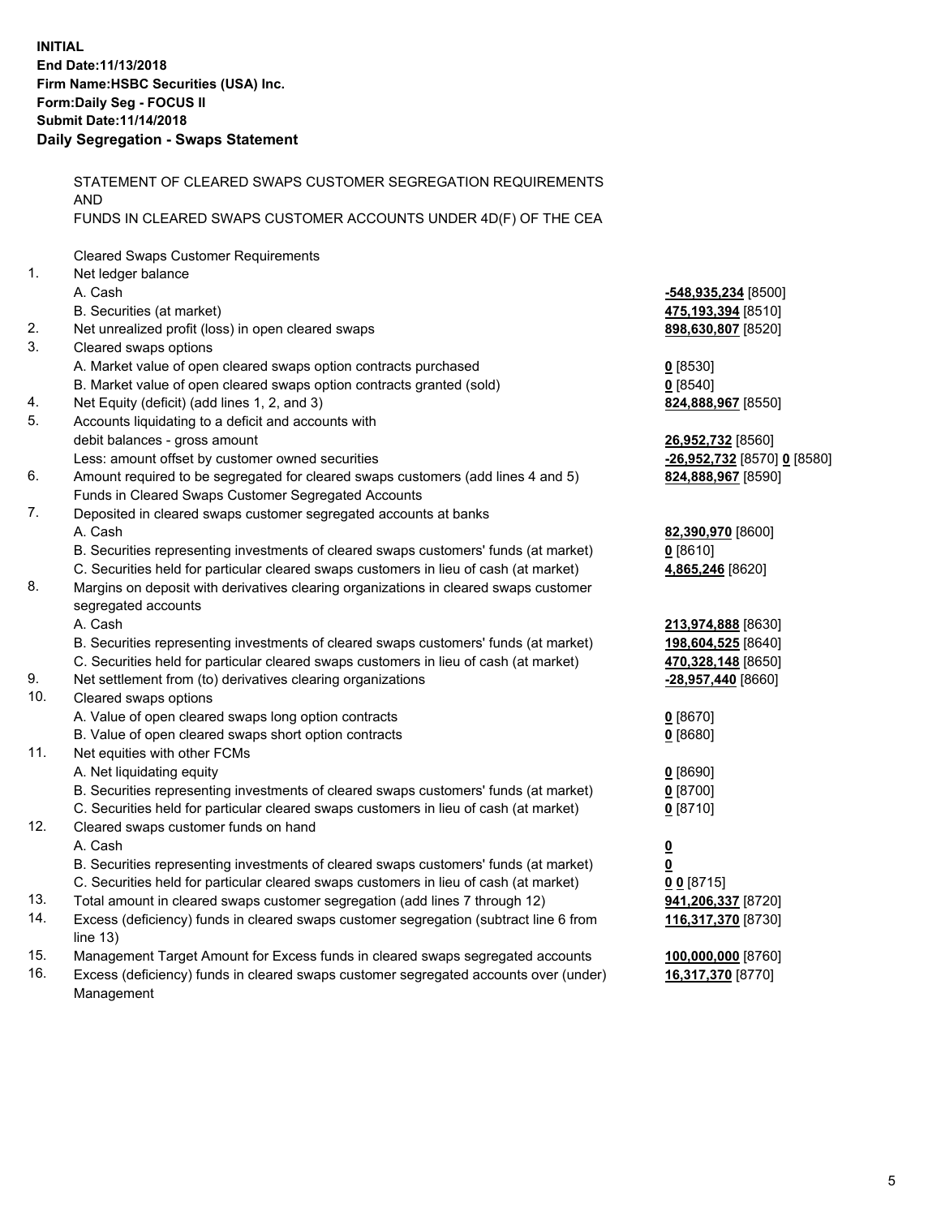**INITIAL**
**End Date:11/13/2018**
**Firm Name:HSBC Securities (USA) Inc.**
**Form:Daily Seg - FOCUS II**
**Submit Date:11/14/2018**
**Daily Segregation - Swaps Statement**

STATEMENT OF CLEARED SWAPS CUSTOMER SEGREGATION REQUIREMENTS AND FUNDS IN CLEARED SWAPS CUSTOMER ACCOUNTS UNDER 4D(F) OF THE CEA

| | | |
|---|---|---|
| | Cleared Swaps Customer Requirements | |
| 1. | Net ledger balance | |
| | A. Cash | **-548,935,234** [8500] |
| | B. Securities (at market) | **475,193,394** [8510] |
| 2. | Net unrealized profit (loss) in open cleared swaps | **898,630,807** [8520] |
| 3. | Cleared swaps options | |
| | A. Market value of open cleared swaps option contracts purchased | **0** [8530] |
| | B. Market value of open cleared swaps option contracts granted (sold) | **0** [8540] |
| 4. | Net Equity (deficit) (add lines 1, 2, and 3) | **824,888,967** [8550] |
| 5. | Accounts liquidating to a deficit and accounts with debit balances - gross amount | **26,952,732** [8560] |
| | Less: amount offset by customer owned securities | **-26,952,732** [8570] **0** [8580] |
| 6. | Amount required to be segregated for cleared swaps customers (add lines 4 and 5) | **824,888,967** [8590] |
| | Funds in Cleared Swaps Customer Segregated Accounts | |
| 7. | Deposited in cleared swaps customer segregated accounts at banks | |
| | A. Cash | **82,390,970** [8600] |
| | B. Securities representing investments of cleared swaps customers' funds (at market) | **0** [8610] |
| | C. Securities held for particular cleared swaps customers in lieu of cash (at market) | **4,865,246** [8620] |
| 8. | Margins on deposit with derivatives clearing organizations in cleared swaps customer segregated accounts | |
| | A. Cash | **213,974,888** [8630] |
| | B. Securities representing investments of cleared swaps customers' funds (at market) | **198,604,525** [8640] |
| | C. Securities held for particular cleared swaps customers in lieu of cash (at market) | **470,328,148** [8650] |
| 9. | Net settlement from (to) derivatives clearing organizations | **-28,957,440** [8660] |
| 10. | Cleared swaps options | |
| | A. Value of open cleared swaps long option contracts | **0** [8670] |
| | B. Value of open cleared swaps short option contracts | **0** [8680] |
| 11. | Net equities with other FCMs | |
| | A. Net liquidating equity | **0** [8690] |
| | B. Securities representing investments of cleared swaps customers' funds (at market) | **0** [8700] |
| | C. Securities held for particular cleared swaps customers in lieu of cash (at market) | **0** [8710] |
| 12. | Cleared swaps customer funds on hand | |
| | A. Cash | **0** |
| | B. Securities representing investments of cleared swaps customers' funds (at market) | **0** |
| | C. Securities held for particular cleared swaps customers in lieu of cash (at market) | **0** **0** [8715] |
| 13. | Total amount in cleared swaps customer segregation (add lines 7 through 12) | **941,206,337** [8720] |
| 14. | Excess (deficiency) funds in cleared swaps customer segregation (subtract line 6 from line 13) | **116,317,370** [8730] |
| 15. | Management Target Amount for Excess funds in cleared swaps segregated accounts | **100,000,000** [8760] |
| 16. | Excess (deficiency) funds in cleared swaps customer segregated accounts over (under) Management | **16,317,370** [8770] |